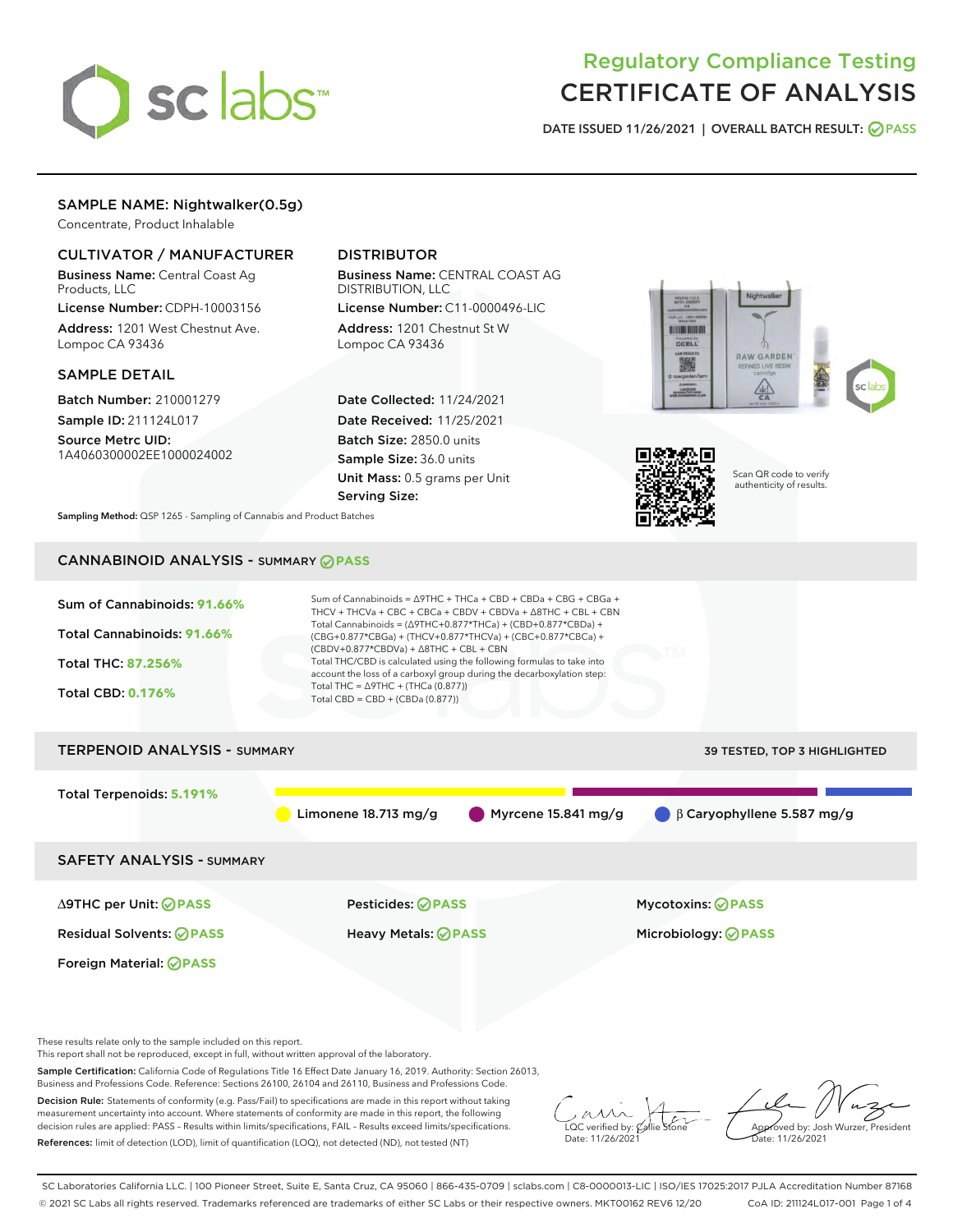# Regulatory Compliance Testing
# CERTIFICATE OF ANALYSIS

DATE ISSUED 11/26/2021 | OVERALL BATCH RESULT: PASS

## SAMPLE NAME: Nightwalker(0.5g)

Concentrate, Product Inhalable

### CULTIVATOR / MANUFACTURER

**Business Name:** Central Coast Ag Products, LLC

**License Number:** CDPH-10003156

**Address:** 1201 West Chestnut Ave. Lompoc CA 93436

### DISTRIBUTOR

**Business Name:** CENTRAL COAST AG DISTRIBUTION, LLC

**License Number:** C11-0000496-LIC

**Address:** 1201 Chestnut St W Lompoc CA 93436

### SAMPLE DETAIL

**Batch Number:** 210001279

**Sample ID:** 211124L017

**Source Metrc UID:** 1A4060300002EE1000024002

**Date Collected:** 11/24/2021

**Date Received:** 11/25/2021

**Batch Size:** 2850.0 units

**Sample Size:** 36.0 units

**Unit Mass:** 0.5 grams per Unit

**Serving Size:**

Scan QR code to verify authenticity of results.

**Sampling Method:** QSP 1265 - Sampling of Cannabis and Product Batches

## CANNABINOID ANALYSIS - SUMMARY PASS

**Sum of Cannabinoids:** 91.66%

**Total Cannabinoids:** 91.66%

**Total THC:** 87.256%

**Total CBD:** 0.176%

Sum of Cannabinoids = Δ9THC + THCa + CBD + CBDa + CBG + CBGa + THCV + THCVa + CBC + CBCa + CBDV + CBDVa + Δ8THC + CBL + CBN

Total Cannabinoids = (Δ9THC+0.877*THCa) + (CBD+0.877*CBDa) + (CBG+0.877*CBGa) + (THCV+0.877*THCVa) + (CBC+0.877*CBCa) + (CBDV+0.877*CBDVa) + Δ8THC + CBL + CBN

Total THC/CBD is calculated using the following formulas to take into account the loss of a carboxyl group during the decarboxylation step:

Total THC = Δ9THC + (THCa (0.877))

Total CBD = CBD + (CBDa (0.877))

## TERPENOID ANALYSIS - SUMMARY

39 TESTED, TOP 3 HIGHLIGHTED

**Total Terpenoids:** 5.191%

Limonene 18.713 mg/g | Myrcene 15.841 mg/g | β Caryophyllene 5.587 mg/g

## SAFETY ANALYSIS - SUMMARY

| | | |
|---|---|---|
| Δ9THC per Unit: PASS | Pesticides: PASS | Mycotoxins: PASS |
| Residual Solvents: PASS | Heavy Metals: PASS | Microbiology: PASS |
| Foreign Material: PASS | | |

These results relate only to the sample included on this report.
This report shall not be reproduced, except in full, without written approval of the laboratory.

**Sample Certification:** California Code of Regulations Title 16 Effect Date January 16, 2019. Authority: Section 26013, Business and Professions Code. Reference: Sections 26100, 26104 and 26110, Business and Professions Code.

**Decision Rule:** Statements of conformity (e.g. Pass/Fail) to specifications are made in this report without taking measurement uncertainty into account. Where statements of conformity are made in this report, the following decision rules are applied: PASS – Results within limits/specifications, FAIL – Results exceed limits/specifications.

**References:** limit of detection (LOD), limit of quantification (LOQ), not detected (ND), not tested (NT)

LQC verified by: Callie Stone
Date: 11/26/2021

Approved by: Josh Wurzer, President
Date: 11/26/2021

SC Laboratories California LLC. | 100 Pioneer Street, Suite E, Santa Cruz, CA 95060 | 866-435-0709 | sclabs.com | C8-0000013-LIC | ISO/IES 17025:2017 PJLA Accreditation Number 87168
© 2021 SC Labs all rights reserved. Trademarks referenced are trademarks of either SC Labs or their respective owners. MKT00162 REV6 12/20 CoA ID: 211124L017-001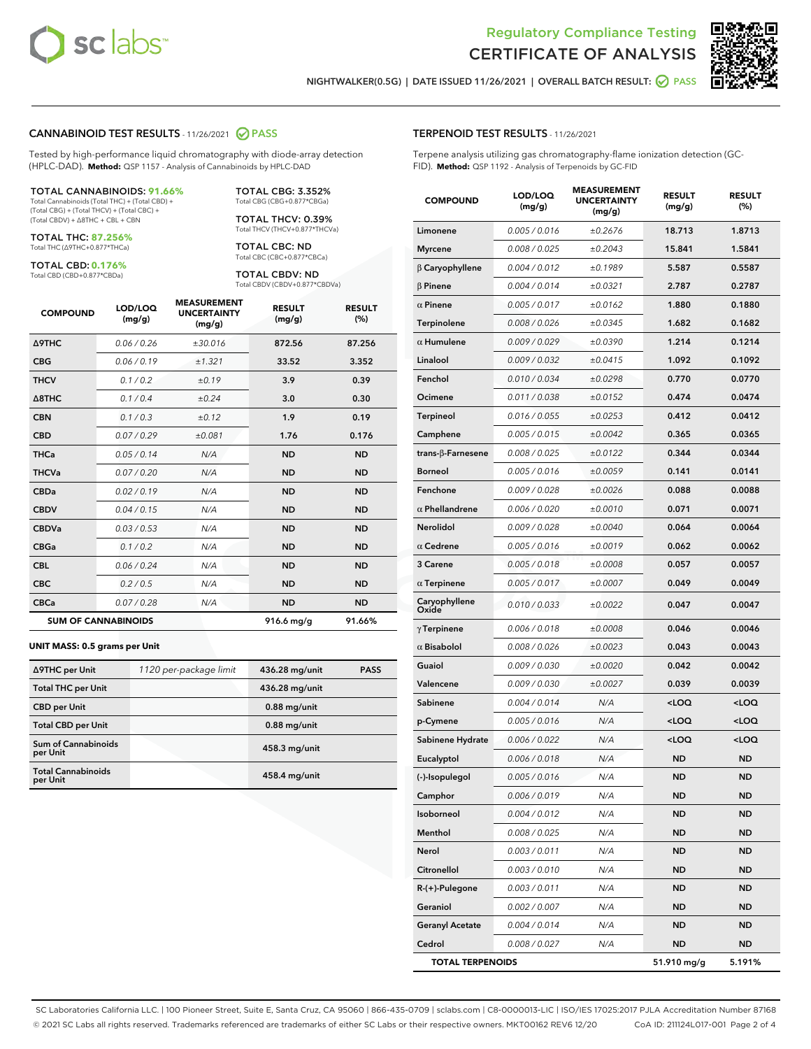Regulatory Compliance Testing

# CERTIFICATE OF ANALYSIS

NIGHTWALKER(0.5G) | DATE ISSUED 11/26/2021 | OVERALL BATCH RESULT: PASS

## CANNABINOID TEST RESULTS - 11/26/2021 PASS

Tested by high-performance liquid chromatography with diode-array detection (HPLC-DAD). **Method:** QSP 1157 - Analysis of Cannabinoids by HPLC-DAD

**TOTAL CANNABINOIDS: 91.66%**
Total Cannabinoids (Total THC) + (Total CBD) + (Total CBG) + (Total THCV) + (Total CBC) + (Total CBDV) + Δ8THC + CBL + CBN

**TOTAL THC: 87.256%**
Total THC (Δ9THC+0.877*THCa)

**TOTAL CBD: 0.176%**
Total CBD (CBD+0.877*CBDa)

**TOTAL CBG: 3.352%**
Total CBG (CBG+0.877*CBGa)

**TOTAL THCV: 0.39%**
Total THCV (THCV+0.877*THCVa)

**TOTAL CBC: ND**
Total CBC (CBC+0.877*CBCa)

**TOTAL CBDV: ND**
Total CBDV (CBDV+0.877*CBDVa)

| COMPOUND | LOD/LOQ (mg/g) | MEASUREMENT UNCERTAINTY (mg/g) | RESULT (mg/g) | RESULT (%) |
|---|---|---|---|---|
| Δ9THC | 0.06 / 0.26 | ±30.016 | 872.56 | 87.256 |
| CBG | 0.06 / 0.19 | ±1.321 | 33.52 | 3.352 |
| THCV | 0.1 / 0.2 | ±0.19 | 3.9 | 0.39 |
| Δ8THC | 0.1 / 0.4 | ±0.24 | 3.0 | 0.30 |
| CBN | 0.1 / 0.3 | ±0.12 | 1.9 | 0.19 |
| CBD | 0.07 / 0.29 | ±0.081 | 1.76 | 0.176 |
| THCa | 0.05 / 0.14 | N/A | ND | ND |
| THCVa | 0.07 / 0.20 | N/A | ND | ND |
| CBDa | 0.02 / 0.19 | N/A | ND | ND |
| CBDV | 0.04 / 0.15 | N/A | ND | ND |
| CBDVa | 0.03 / 0.53 | N/A | ND | ND |
| CBGa | 0.1 / 0.2 | N/A | ND | ND |
| CBL | 0.06 / 0.24 | N/A | ND | ND |
| CBC | 0.2 / 0.5 | N/A | ND | ND |
| CBCa | 0.07 / 0.28 | N/A | ND | ND |
| **SUM OF CANNABINOIDS** | | | 916.6 mg/g | 91.66% |

**UNIT MASS: 0.5 grams per Unit**

| | | | |
|---|---|---|---|
| Δ9THC per Unit | 1120 per-package limit | 436.28 mg/unit | PASS |
| Total THC per Unit | | 436.28 mg/unit | |
| CBD per Unit | | 0.88 mg/unit | |
| Total CBD per Unit | | 0.88 mg/unit | |
| Sum of Cannabinoids per Unit | | 458.3 mg/unit | |
| Total Cannabinoids per Unit | | 458.4 mg/unit | |

## TERPENOID TEST RESULTS - 11/26/2021

Terpene analysis utilizing gas chromatography-flame ionization detection (GC-FID). **Method:** QSP 1192 - Analysis of Terpenoids by GC-FID

| COMPOUND | LOD/LOQ (mg/g) | MEASUREMENT UNCERTAINTY (mg/g) | RESULT (mg/g) | RESULT (%) |
|---|---|---|---|---|
| Limonene | 0.005 / 0.016 | ±0.2676 | 18.713 | 1.8713 |
| Myrcene | 0.008 / 0.025 | ±0.2043 | 15.841 | 1.5841 |
| β Caryophyllene | 0.004 / 0.012 | ±0.1989 | 5.587 | 0.5587 |
| β Pinene | 0.004 / 0.014 | ±0.0321 | 2.787 | 0.2787 |
| α Pinene | 0.005 / 0.017 | ±0.0162 | 1.880 | 0.1880 |
| Terpinolene | 0.008 / 0.026 | ±0.0345 | 1.682 | 0.1682 |
| α Humulene | 0.009 / 0.029 | ±0.0390 | 1.214 | 0.1214 |
| Linalool | 0.009 / 0.032 | ±0.0415 | 1.092 | 0.1092 |
| Fenchol | 0.010 / 0.034 | ±0.0298 | 0.770 | 0.0770 |
| Ocimene | 0.011 / 0.038 | ±0.0152 | 0.474 | 0.0474 |
| Terpineol | 0.016 / 0.055 | ±0.0253 | 0.412 | 0.0412 |
| Camphene | 0.005 / 0.015 | ±0.0042 | 0.365 | 0.0365 |
| trans-β-Farnesene | 0.008 / 0.025 | ±0.0122 | 0.344 | 0.0344 |
| Borneol | 0.005 / 0.016 | ±0.0059 | 0.141 | 0.0141 |
| Fenchone | 0.009 / 0.028 | ±0.0026 | 0.088 | 0.0088 |
| α Phellandrene | 0.006 / 0.020 | ±0.0010 | 0.071 | 0.0071 |
| Nerolidol | 0.009 / 0.028 | ±0.0040 | 0.064 | 0.0064 |
| α Cedrene | 0.005 / 0.016 | ±0.0019 | 0.062 | 0.0062 |
| 3 Carene | 0.005 / 0.018 | ±0.0008 | 0.057 | 0.0057 |
| α Terpinene | 0.005 / 0.017 | ±0.0007 | 0.049 | 0.0049 |
| Caryophyllene Oxide | 0.010 / 0.033 | ±0.0022 | 0.047 | 0.0047 |
| γ Terpinene | 0.006 / 0.018 | ±0.0008 | 0.046 | 0.0046 |
| α Bisabolol | 0.008 / 0.026 | ±0.0023 | 0.043 | 0.0043 |
| Guaiol | 0.009 / 0.030 | ±0.0020 | 0.042 | 0.0042 |
| Valencene | 0.009 / 0.030 | ±0.0027 | 0.039 | 0.0039 |
| Sabinene | 0.004 / 0.014 | N/A | <LOQ | <LOQ |
| p-Cymene | 0.005 / 0.016 | N/A | <LOQ | <LOQ |
| Sabinene Hydrate | 0.006 / 0.022 | N/A | <LOQ | <LOQ |
| Eucalyptol | 0.006 / 0.018 | N/A | ND | ND |
| (-)-Isopulegol | 0.005 / 0.016 | N/A | ND | ND |
| Camphor | 0.006 / 0.019 | N/A | ND | ND |
| Isoborneol | 0.004 / 0.012 | N/A | ND | ND |
| Menthol | 0.008 / 0.025 | N/A | ND | ND |
| Nerol | 0.003 / 0.011 | N/A | ND | ND |
| Citronellol | 0.003 / 0.010 | N/A | ND | ND |
| R-(+)-Pulegone | 0.003 / 0.011 | N/A | ND | ND |
| Geraniol | 0.002 / 0.007 | N/A | ND | ND |
| Geranyl Acetate | 0.004 / 0.014 | N/A | ND | ND |
| Cedrol | 0.008 / 0.027 | N/A | ND | ND |
| **TOTAL TERPENOIDS** | | | 51.910 mg/g | 5.191% |

SC Laboratories California LLC. | 100 Pioneer Street, Suite E, Santa Cruz, CA 95060 | 866-435-0709 | sclabs.com | C8-0000013-LIC | ISO/IES 17025:2017 PJLA Accreditation Number 87168
© 2021 SC Labs all rights reserved. Trademarks referenced are trademarks of either SC Labs or their respective owners. MKT00162 REV6 12/20 CoA ID: 211124L017-001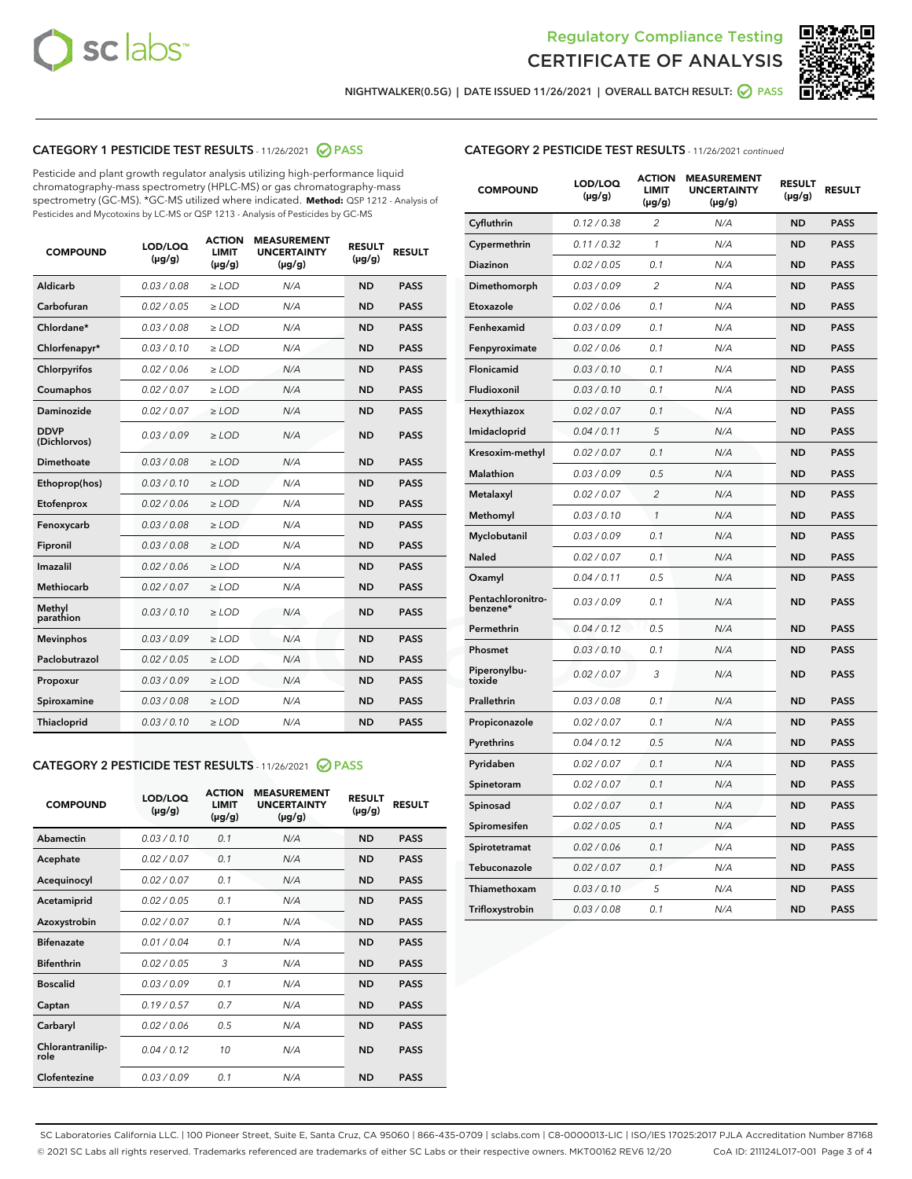Regulatory Compliance Testing
# CERTIFICATE OF ANALYSIS

NIGHTWALKER(0.5G) | DATE ISSUED 11/26/2021 | OVERALL BATCH RESULT: PASS

## CATEGORY 1 PESTICIDE TEST RESULTS - 11/26/2021 PASS

Pesticide and plant growth regulator analysis utilizing high-performance liquid chromatography-mass spectrometry (HPLC-MS) or gas chromatography-mass spectrometry (GC-MS). *GC-MS utilized where indicated. **Method:** QSP 1212 - Analysis of Pesticides and Mycotoxins by LC-MS or QSP 1213 - Analysis of Pesticides by GC-MS

| COMPOUND | LOD/LOQ (µg/g) | ACTION LIMIT (µg/g) | MEASUREMENT UNCERTAINTY (µg/g) | RESULT (µg/g) | RESULT |
|---|---|---|---|---|---|
| Aldicarb | 0.03 / 0.08 | ≥ LOD | N/A | ND | PASS |
| Carbofuran | 0.02 / 0.05 | ≥ LOD | N/A | ND | PASS |
| Chlordane* | 0.03 / 0.08 | ≥ LOD | N/A | ND | PASS |
| Chlorfenapyr* | 0.03 / 0.10 | ≥ LOD | N/A | ND | PASS |
| Chlorpyrifos | 0.02 / 0.06 | ≥ LOD | N/A | ND | PASS |
| Coumaphos | 0.02 / 0.07 | ≥ LOD | N/A | ND | PASS |
| Daminozide | 0.02 / 0.07 | ≥ LOD | N/A | ND | PASS |
| DDVP (Dichlorvos) | 0.03 / 0.09 | ≥ LOD | N/A | ND | PASS |
| Dimethoate | 0.03 / 0.08 | ≥ LOD | N/A | ND | PASS |
| Ethoprop(hos) | 0.03 / 0.10 | ≥ LOD | N/A | ND | PASS |
| Etofenprox | 0.02 / 0.06 | ≥ LOD | N/A | ND | PASS |
| Fenoxycarb | 0.03 / 0.08 | ≥ LOD | N/A | ND | PASS |
| Fipronil | 0.03 / 0.08 | ≥ LOD | N/A | ND | PASS |
| Imazalil | 0.02 / 0.06 | ≥ LOD | N/A | ND | PASS |
| Methiocarb | 0.02 / 0.07 | ≥ LOD | N/A | ND | PASS |
| Methyl parathion | 0.03 / 0.10 | ≥ LOD | N/A | ND | PASS |
| Mevinphos | 0.03 / 0.09 | ≥ LOD | N/A | ND | PASS |
| Paclobutrazol | 0.02 / 0.05 | ≥ LOD | N/A | ND | PASS |
| Propoxur | 0.03 / 0.09 | ≥ LOD | N/A | ND | PASS |
| Spiroxamine | 0.03 / 0.08 | ≥ LOD | N/A | ND | PASS |
| Thiacloprid | 0.03 / 0.10 | ≥ LOD | N/A | ND | PASS |

## CATEGORY 2 PESTICIDE TEST RESULTS - 11/26/2021 PASS

| COMPOUND | LOD/LOQ (µg/g) | ACTION LIMIT (µg/g) | MEASUREMENT UNCERTAINTY (µg/g) | RESULT (µg/g) | RESULT |
|---|---|---|---|---|---|
| Abamectin | 0.03 / 0.10 | 0.1 | N/A | ND | PASS |
| Acephate | 0.02 / 0.07 | 0.1 | N/A | ND | PASS |
| Acequinocyl | 0.02 / 0.07 | 0.1 | N/A | ND | PASS |
| Acetamiprid | 0.02 / 0.05 | 0.1 | N/A | ND | PASS |
| Azoxystrobin | 0.02 / 0.07 | 0.1 | N/A | ND | PASS |
| Bifenazate | 0.01 / 0.04 | 0.1 | N/A | ND | PASS |
| Bifenthrin | 0.02 / 0.05 | 3 | N/A | ND | PASS |
| Boscalid | 0.03 / 0.09 | 0.1 | N/A | ND | PASS |
| Captan | 0.19 / 0.57 | 0.7 | N/A | ND | PASS |
| Carbaryl | 0.02 / 0.06 | 0.5 | N/A | ND | PASS |
| Chlorantraniliprole | 0.04 / 0.12 | 10 | N/A | ND | PASS |
| Clofentezine | 0.03 / 0.09 | 0.1 | N/A | ND | PASS |
| Cyfluthrin | 0.12 / 0.38 | 2 | N/A | ND | PASS |
| Cypermethrin | 0.11 / 0.32 | 1 | N/A | ND | PASS |
| Diazinon | 0.02 / 0.05 | 0.1 | N/A | ND | PASS |
| Dimethomorph | 0.03 / 0.09 | 2 | N/A | ND | PASS |
| Etoxazole | 0.02 / 0.06 | 0.1 | N/A | ND | PASS |
| Fenhexamid | 0.03 / 0.09 | 0.1 | N/A | ND | PASS |
| Fenpyroximate | 0.02 / 0.06 | 0.1 | N/A | ND | PASS |
| Flonicamid | 0.03 / 0.10 | 0.1 | N/A | ND | PASS |
| Fludioxonil | 0.03 / 0.10 | 0.1 | N/A | ND | PASS |
| Hexythiazox | 0.02 / 0.07 | 0.1 | N/A | ND | PASS |
| Imidacloprid | 0.04 / 0.11 | 5 | N/A | ND | PASS |
| Kresoxim-methyl | 0.02 / 0.07 | 0.1 | N/A | ND | PASS |
| Malathion | 0.03 / 0.09 | 0.5 | N/A | ND | PASS |
| Metalaxyl | 0.02 / 0.07 | 2 | N/A | ND | PASS |
| Methomyl | 0.03 / 0.10 | 1 | N/A | ND | PASS |
| Myclobutanil | 0.03 / 0.09 | 0.1 | N/A | ND | PASS |
| Naled | 0.02 / 0.07 | 0.1 | N/A | ND | PASS |
| Oxamyl | 0.04 / 0.11 | 0.5 | N/A | ND | PASS |
| Pentachloronitrobenzene* | 0.03 / 0.09 | 0.1 | N/A | ND | PASS |
| Permethrin | 0.04 / 0.12 | 0.5 | N/A | ND | PASS |
| Phosmet | 0.03 / 0.10 | 0.1 | N/A | ND | PASS |
| Piperonylbutoxide | 0.02 / 0.07 | 3 | N/A | ND | PASS |
| Prallethrin | 0.03 / 0.08 | 0.1 | N/A | ND | PASS |
| Propiconazole | 0.02 / 0.07 | 0.1 | N/A | ND | PASS |
| Pyrethrins | 0.04 / 0.12 | 0.5 | N/A | ND | PASS |
| Pyridaben | 0.02 / 0.07 | 0.1 | N/A | ND | PASS |
| Spinetoram | 0.02 / 0.07 | 0.1 | N/A | ND | PASS |
| Spinosad | 0.02 / 0.07 | 0.1 | N/A | ND | PASS |
| Spiromesifen | 0.02 / 0.05 | 0.1 | N/A | ND | PASS |
| Spirotetramat | 0.02 / 0.06 | 0.1 | N/A | ND | PASS |
| Tebuconazole | 0.02 / 0.07 | 0.1 | N/A | ND | PASS |
| Thiamethoxam | 0.03 / 0.10 | 5 | N/A | ND | PASS |
| Trifloxystrobin | 0.03 / 0.08 | 0.1 | N/A | ND | PASS |

SC Laboratories California LLC. | 100 Pioneer Street, Suite E, Santa Cruz, CA 95060 | 866-435-0709 | sclabs.com | C8-0000013-LIC | ISO/IES 17025:2017 PJLA Accreditation Number 87168
© 2021 SC Labs all rights reserved. Trademarks referenced are trademarks of either SC Labs or their respective owners. MKT00162 REV6 12/20 CoA ID: 211124L017-001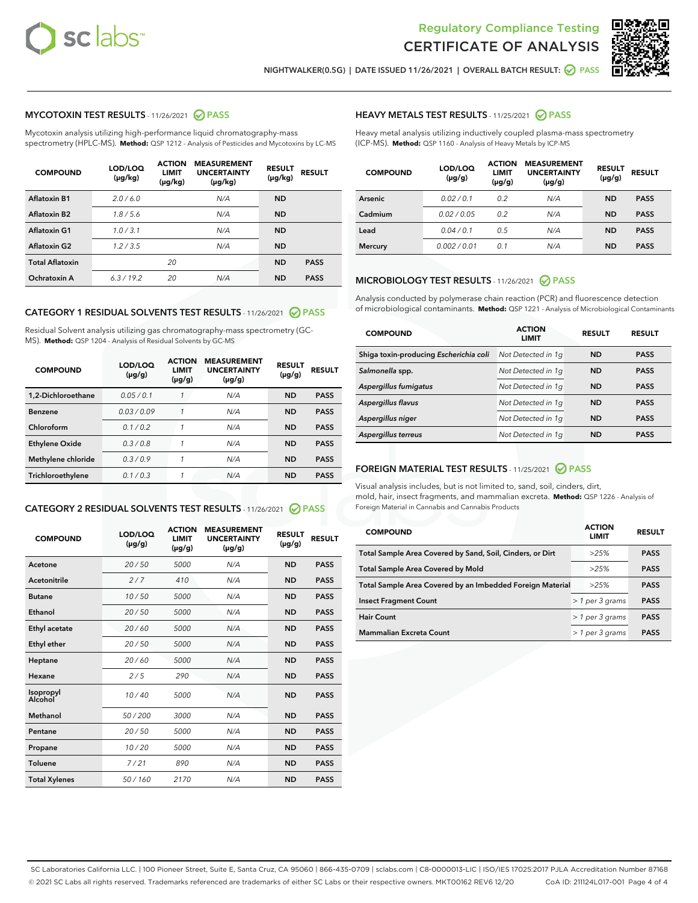Regulatory Compliance Testing

# CERTIFICATE OF ANALYSIS

NIGHTWALKER(0.5G) | DATE ISSUED 11/26/2021 | OVERALL BATCH RESULT: PASS

## MYCOTOXIN TEST RESULTS - 11/26/2021 PASS

Mycotoxin analysis utilizing high-performance liquid chromatography-mass spectrometry (HPLC-MS). **Method:** QSP 1212 - Analysis of Pesticides and Mycotoxins by LC-MS

| COMPOUND | LOD/LOQ (µg/kg) | ACTION LIMIT (µg/kg) | MEASUREMENT UNCERTAINTY (µg/kg) | RESULT (µg/kg) | RESULT |
|---|---|---|---|---|---|
| Aflatoxin B1 | 2.0 / 6.0 | | N/A | ND | |
| Aflatoxin B2 | 1.8 / 5.6 | | N/A | ND | |
| Aflatoxin G1 | 1.0 / 3.1 | | N/A | ND | |
| Aflatoxin G2 | 1.2 / 3.5 | | N/A | ND | |
| Total Aflatoxin | | 20 | | ND | PASS |
| Ochratoxin A | 6.3 / 19.2 | 20 | N/A | ND | PASS |

## CATEGORY 1 RESIDUAL SOLVENTS TEST RESULTS - 11/26/2021 PASS

Residual Solvent analysis utilizing gas chromatography-mass spectrometry (GC-MS). **Method:** QSP 1204 - Analysis of Residual Solvents by GC-MS

| COMPOUND | LOD/LOQ (µg/g) | ACTION LIMIT (µg/g) | MEASUREMENT UNCERTAINTY (µg/g) | RESULT (µg/g) | RESULT |
|---|---|---|---|---|---|
| 1,2-Dichloroethane | 0.05 / 0.1 | 1 | N/A | ND | PASS |
| Benzene | 0.03 / 0.09 | 1 | N/A | ND | PASS |
| Chloroform | 0.1 / 0.2 | 1 | N/A | ND | PASS |
| Ethylene Oxide | 0.3 / 0.8 | 1 | N/A | ND | PASS |
| Methylene chloride | 0.3 / 0.9 | 1 | N/A | ND | PASS |
| Trichloroethylene | 0.1 / 0.3 | 1 | N/A | ND | PASS |

## CATEGORY 2 RESIDUAL SOLVENTS TEST RESULTS - 11/26/2021 PASS

| COMPOUND | LOD/LOQ (µg/g) | ACTION LIMIT (µg/g) | MEASUREMENT UNCERTAINTY (µg/g) | RESULT (µg/g) | RESULT |
|---|---|---|---|---|---|
| Acetone | 20 / 50 | 5000 | N/A | ND | PASS |
| Acetonitrile | 2 / 7 | 410 | N/A | ND | PASS |
| Butane | 10 / 50 | 5000 | N/A | ND | PASS |
| Ethanol | 20 / 50 | 5000 | N/A | ND | PASS |
| Ethyl acetate | 20 / 60 | 5000 | N/A | ND | PASS |
| Ethyl ether | 20 / 50 | 5000 | N/A | ND | PASS |
| Heptane | 20 / 60 | 5000 | N/A | ND | PASS |
| Hexane | 2 / 5 | 290 | N/A | ND | PASS |
| Isopropyl Alcohol | 10 / 40 | 5000 | N/A | ND | PASS |
| Methanol | 50 / 200 | 3000 | N/A | ND | PASS |
| Pentane | 20 / 50 | 5000 | N/A | ND | PASS |
| Propane | 10 / 20 | 5000 | N/A | ND | PASS |
| Toluene | 7 / 21 | 890 | N/A | ND | PASS |
| Total Xylenes | 50 / 160 | 2170 | N/A | ND | PASS |

## HEAVY METALS TEST RESULTS - 11/25/2021 PASS

Heavy metal analysis utilizing inductively coupled plasma-mass spectrometry (ICP-MS). **Method:** QSP 1160 - Analysis of Heavy Metals by ICP-MS

| COMPOUND | LOD/LOQ (µg/g) | ACTION LIMIT (µg/g) | MEASUREMENT UNCERTAINTY (µg/g) | RESULT (µg/g) | RESULT |
|---|---|---|---|---|---|
| Arsenic | 0.02 / 0.1 | 0.2 | N/A | ND | PASS |
| Cadmium | 0.02 / 0.05 | 0.2 | N/A | ND | PASS |
| Lead | 0.04 / 0.1 | 0.5 | N/A | ND | PASS |
| Mercury | 0.002 / 0.01 | 0.1 | N/A | ND | PASS |

## MICROBIOLOGY TEST RESULTS - 11/26/2021 PASS

Analysis conducted by polymerase chain reaction (PCR) and fluorescence detection of microbiological contaminants. **Method:** QSP 1221 - Analysis of Microbiological Contaminants

| COMPOUND | ACTION LIMIT | RESULT | RESULT |
|---|---|---|---|
| Shiga toxin-producing *Escherichia coli* | Not Detected in 1g | ND | PASS |
| *Salmonella* spp. | Not Detected in 1g | ND | PASS |
| *Aspergillus fumigatus* | Not Detected in 1g | ND | PASS |
| *Aspergillus flavus* | Not Detected in 1g | ND | PASS |
| *Aspergillus niger* | Not Detected in 1g | ND | PASS |
| *Aspergillus terreus* | Not Detected in 1g | ND | PASS |

## FOREIGN MATERIAL TEST RESULTS - 11/25/2021 PASS

Visual analysis includes, but is not limited to, sand, soil, cinders, dirt, mold, hair, insect fragments, and mammalian excreta. **Method:** QSP 1226 - Analysis of Foreign Material in Cannabis and Cannabis Products

| COMPOUND | ACTION LIMIT | RESULT |
|---|---|---|
| Total Sample Area Covered by Sand, Soil, Cinders, or Dirt | >25% | PASS |
| Total Sample Area Covered by Mold | >25% | PASS |
| Total Sample Area Covered by an Imbedded Foreign Material | >25% | PASS |
| Insect Fragment Count | > 1 per 3 grams | PASS |
| Hair Count | > 1 per 3 grams | PASS |
| Mammalian Excreta Count | > 1 per 3 grams | PASS |

SC Laboratories California LLC. | 100 Pioneer Street, Suite E, Santa Cruz, CA 95060 | 866-435-0709 | sclabs.com | C8-0000013-LIC | ISO/IES 17025:2017 PJLA Accreditation Number 87168
© 2021 SC Labs all rights reserved. Trademarks referenced are trademarks of either SC Labs or their respective owners. MKT00162 REV6 12/20 CoA ID: 211124L017-001